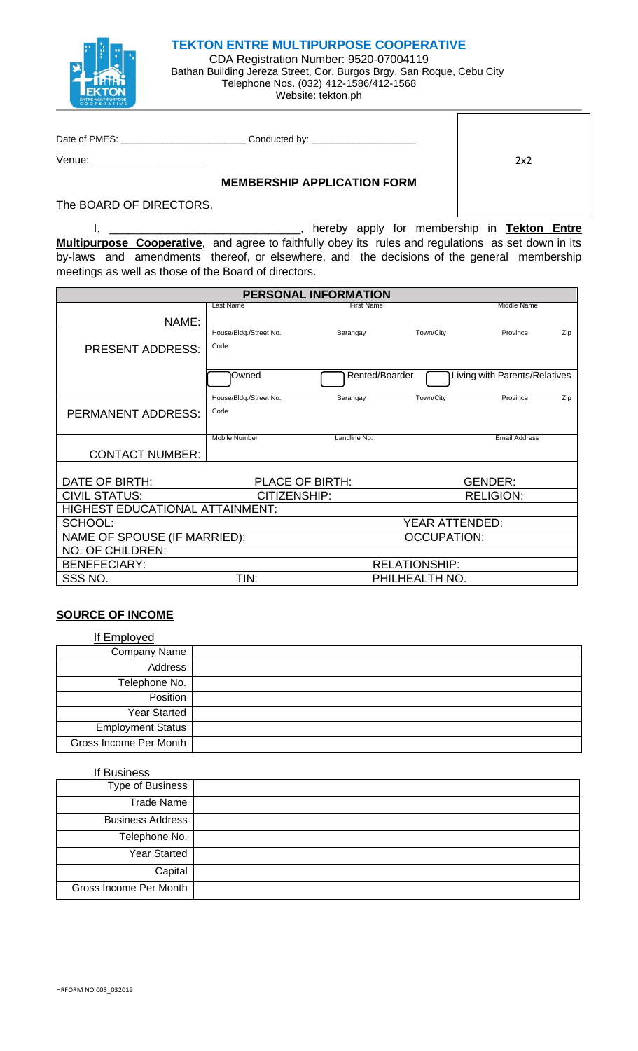# TEKTON ENTRE MULTIPURPOSE COOPERATIVE

CDA Registration Number: 9520-07004119
Bathan Building Jereza Street, Cor. Burgos Brgy. San Roque, Cebu City
Telephone Nos. (032) 412-1586/412-1568
Website: tekton.ph

Date of PMES: ______________________ Conducted by: ___________________

Venue: ___________________

2x2

## MEMBERSHIP APPLICATION FORM

The BOARD OF DIRECTORS,

I, _____________________________, hereby apply for membership in **Tekton Entre Multipurpose Cooperative**, and agree to faithfully obey its rules and regulations as set down in its by-laws and amendments thereof, or elsewhere, and the decisions of the general membership meetings as well as those of the Board of directors.

| PERSONAL INFORMATION | | | | |
|---|---|---|---|---|
| NAME: | Last Name | First Name | | Middle Name |
| PRESENT ADDRESS: | House/Bldg./Street No. | Barangay | Town/City | Province / Zip Code |
| | ☐ Owned | ☐ Rented/Boarder | | ☐ Living with Parents/Relatives |
| PERMANENT ADDRESS: | House/Bldg./Street No. | Barangay | Town/City | Province / Zip Code |
| CONTACT NUMBER: | Mobile Number | Landline No. | | Email Address |
| DATE OF BIRTH: | | PLACE OF BIRTH: | | GENDER: |
| CIVIL STATUS: | | CITIZENSHIP: | | RELIGION: |
| HIGHEST EDUCATIONAL ATTAINMENT: | | | | |
| SCHOOL: | | | YEAR ATTENDED: | |
| NAME OF SPOUSE (IF MARRIED): | | | OCCUPATION: | |
| NO. OF CHILDREN: | | | | |
| BENEFECIARY: | | | RELATIONSHIP: | |
| SSS NO. | TIN: | | PHILHEALTH NO. | |

## SOURCE OF INCOME

If Employed

| | |
|---|---|
| Company Name | |
| Address | |
| Telephone No. | |
| Position | |
| Year Started | |
| Employment Status | |
| Gross Income Per Month | |

If Business

| | |
|---|---|
| Type of Business | |
| Trade Name | |
| Business Address | |
| Telephone No. | |
| Year Started | |
| Capital | |
| Gross Income Per Month | |

HRFORM NO.003_032019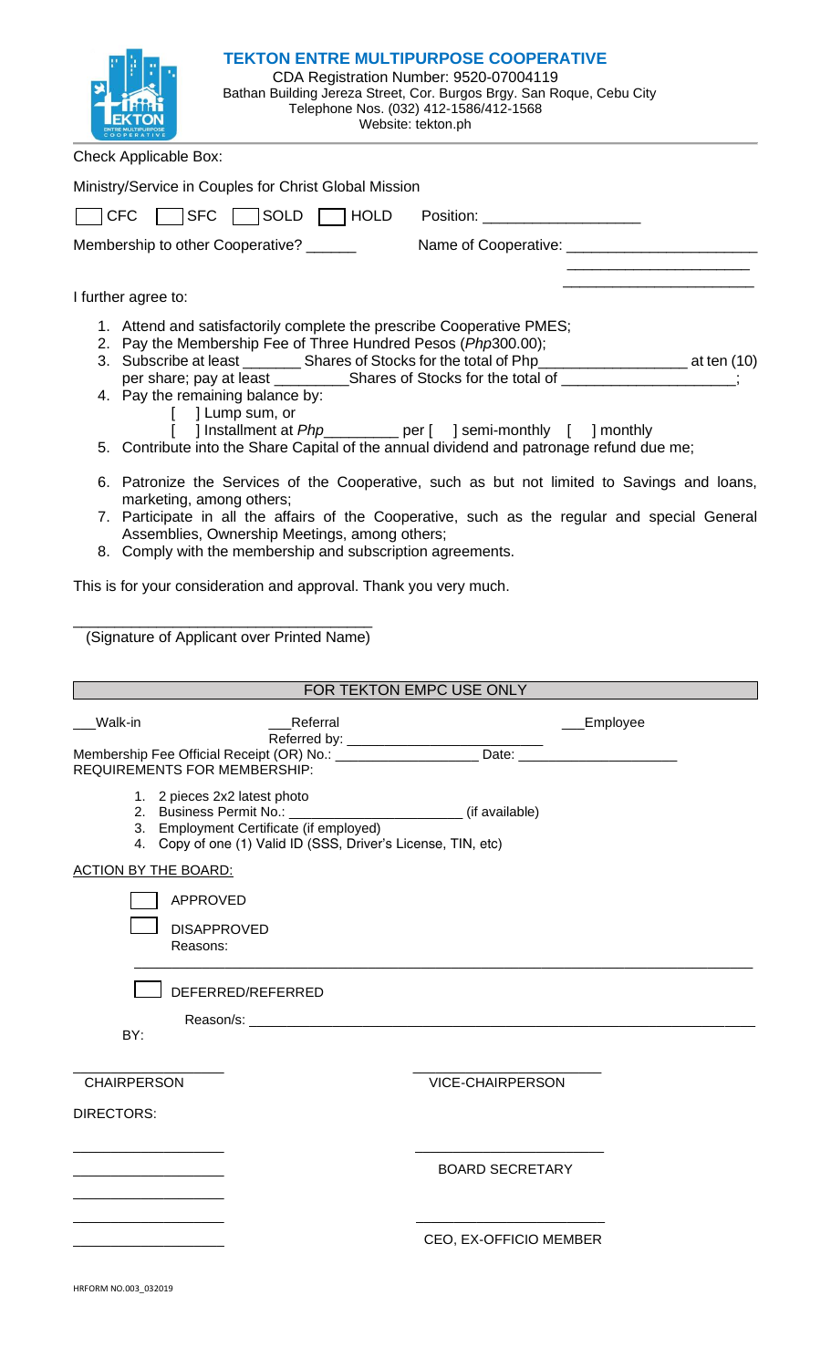## TEKTON ENTRE MULTIPURPOSE COOPERATIVE

CDA Registration Number: 9520-07004119
Bathan Building Jereza Street, Cor. Burgos Brgy. San Roque, Cebu City
Telephone Nos. (032) 412-1586/412-1568
Website: tekton.ph

Check Applicable Box:

Ministry/Service in Couples for Christ Global Mission

[ ] CFC [ ] SFC [ ] SOLD [ ] HOLD Position: ___________________

Membership to other Cooperative? ______ Name of Cooperative: _______________________
_______________________
_______________________

I further agree to:

1. Attend and satisfactorily complete the prescribe Cooperative PMES;
2. Pay the Membership Fee of Three Hundred Pesos (*Php*300.00);
3. Subscribe at least _______ Shares of Stocks for the total of Php_________________ at ten (10) per share; pay at least _________Shares of Stocks for the total of _____________________;
4. Pay the remaining balance by:
   - [ ] Lump sum, or
   - [ ] Installment at *Php*_________ per [ ] semi-monthly [ ] monthly
5. Contribute into the Share Capital of the annual dividend and patronage refund due me;
6. Patronize the Services of the Cooperative, such as but not limited to Savings and loans, marketing, among others;
7. Participate in all the affairs of the Cooperative, such as the regular and special General Assemblies, Ownership Meetings, among others;
8. Comply with the membership and subscription agreements.

This is for your consideration and approval. Thank you very much.

_____________________________________
(Signature of Applicant over Printed Name)

### FOR TEKTON EMPC USE ONLY

___Walk-in ___Referral ___Employee
Referred by: ___________________________

Membership Fee Official Receipt (OR) No.: ___________________ Date: _____________________

REQUIREMENTS FOR MEMBERSHIP:

1. 2 pieces 2x2 latest photo
2. Business Permit No.: ______________________ (if available)
3. Employment Certificate (if employed)
4. Copy of one (1) Valid ID (SSS, Driver's License, TIN, etc)

ACTION BY THE BOARD:

[ ] APPROVED

[ ] DISAPPROVED
Reasons:
_____________________________________________________________________

[ ] DEFERRED/REFERRED
Reason/s: _____________________________________________________________

BY:

____________________ ____________________
CHAIRPERSON VICE-CHAIRPERSON

DIRECTORS:

____________________ ____________________
____________________ BOARD SECRETARY
____________________
____________________ ____________________
____________________ CEO, EX-OFFICIO MEMBER

HRFORM NO.003_032019